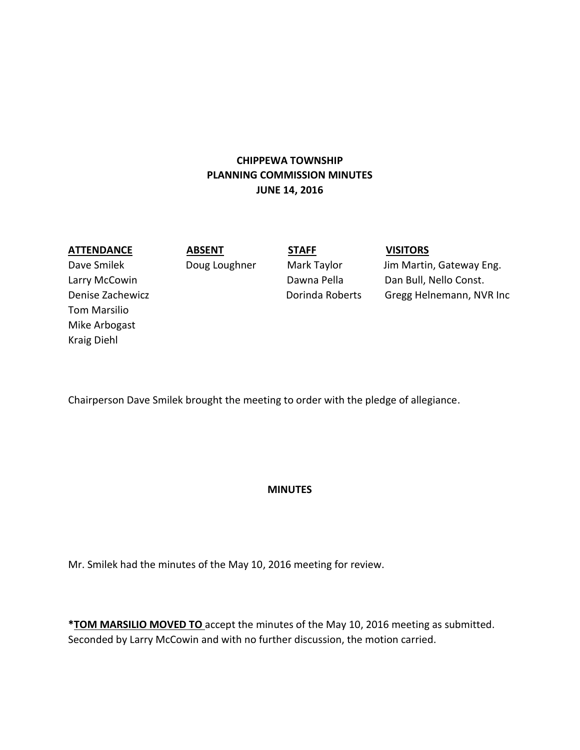# CHIPPEWA TOWNSHIP
## PLANNING COMMISSION MINUTES
## JUNE 14, 2016

| ATTENDANCE | ABSENT | STAFF | VISITORS |
| --- | --- | --- | --- |
| Dave Smilek | Doug Loughner | Mark Taylor | Jim Martin, Gateway Eng. |
| Larry McCowin | | Dawna Pella | Dan Bull, Nello Const. |
| Denise Zachewicz | | Dorinda Roberts | Gregg Helnemann, NVR Inc |
| Tom Marsilio | | | |
| Mike Arbogast | | | |
| Kraig Diehl | | | |

Chairperson Dave Smilek brought the meeting to order with the pledge of allegiance.

## MINUTES

Mr. Smilek had the minutes of the May 10, 2016 meeting for review.

***TOM MARSILIO MOVED TO** accept the minutes of the May 10, 2016 meeting as submitted. Seconded by Larry McCowin and with no further discussion, the motion carried.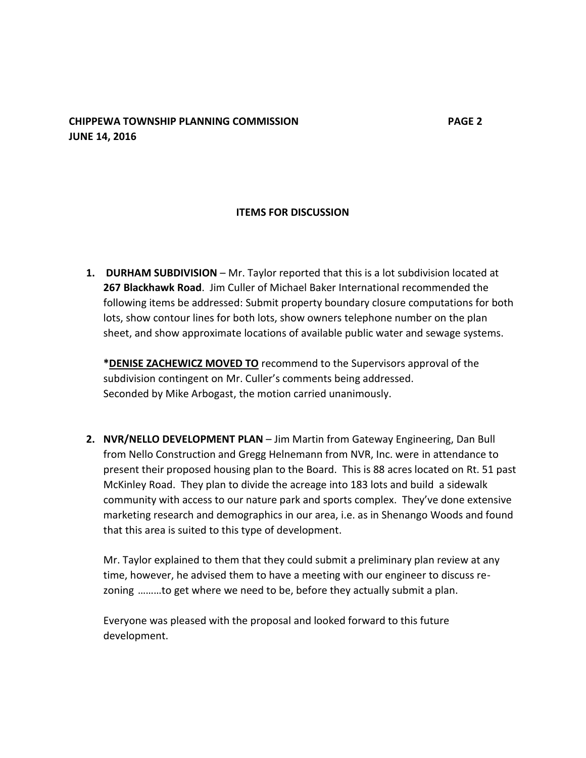## ITEMS FOR DISCUSSION

1. **DURHAM SUBDIVISION** – Mr. Taylor reported that this is a lot subdivision located at **267 Blackhawk Road**. Jim Culler of Michael Baker International recommended the following items be addressed: Submit property boundary closure computations for both lots, show contour lines for both lots, show owners telephone number on the plan sheet, and show approximate locations of available public water and sewage systems.

   ***DENISE ZACHEWICZ MOVED TO** recommend to the Supervisors approval of the subdivision contingent on Mr. Culler's comments being addressed. Seconded by Mike Arbogast, the motion carried unanimously.

2. **NVR/NELLO DEVELOPMENT PLAN** – Jim Martin from Gateway Engineering, Dan Bull from Nello Construction and Gregg Helnemann from NVR, Inc. were in attendance to present their proposed housing plan to the Board. This is 88 acres located on Rt. 51 past McKinley Road. They plan to divide the acreage into 183 lots and build a sidewalk community with access to our nature park and sports complex. They've done extensive marketing research and demographics in our area, i.e. as in Shenango Woods and found that this area is suited to this type of development.

   Mr. Taylor explained to them that they could submit a preliminary plan review at any time, however, he advised them to have a meeting with our engineer to discuss re-zoning ………to get where we need to be, before they actually submit a plan.

   Everyone was pleased with the proposal and looked forward to this future development.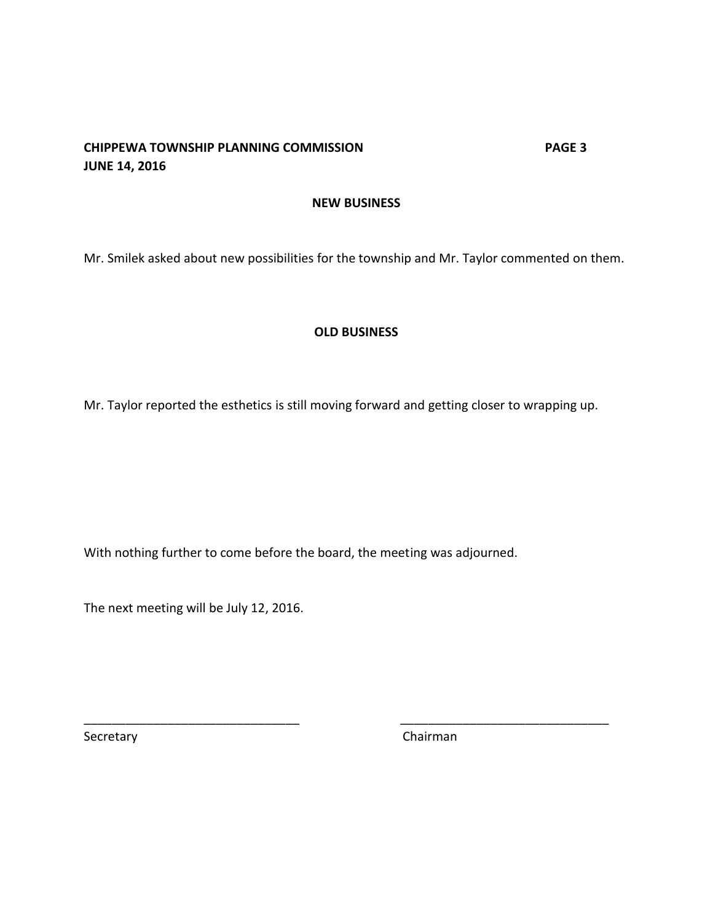## NEW BUSINESS

Mr. Smilek asked about new possibilities for the township and Mr. Taylor commented on them.

## OLD BUSINESS

Mr. Taylor reported the esthetics is still moving forward and getting closer to wrapping up.

With nothing further to come before the board, the meeting was adjourned.

The next meeting will be July 12, 2016.

_______________________________ _______________________________

Secretary Chairman